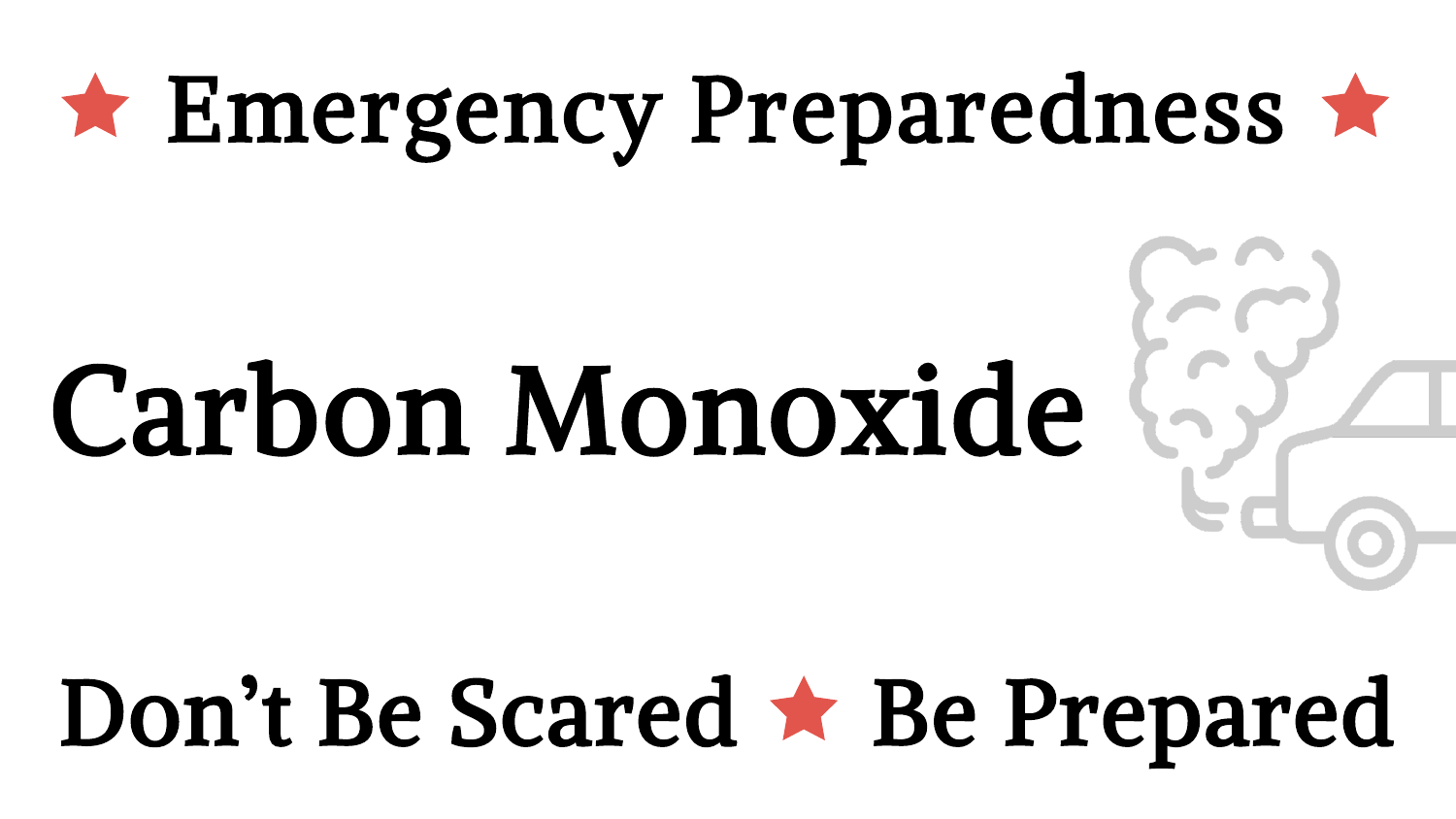★ Emergency Preparedness ★

# Carbon Monoxide

Don't Be Scared ★ Be Prepared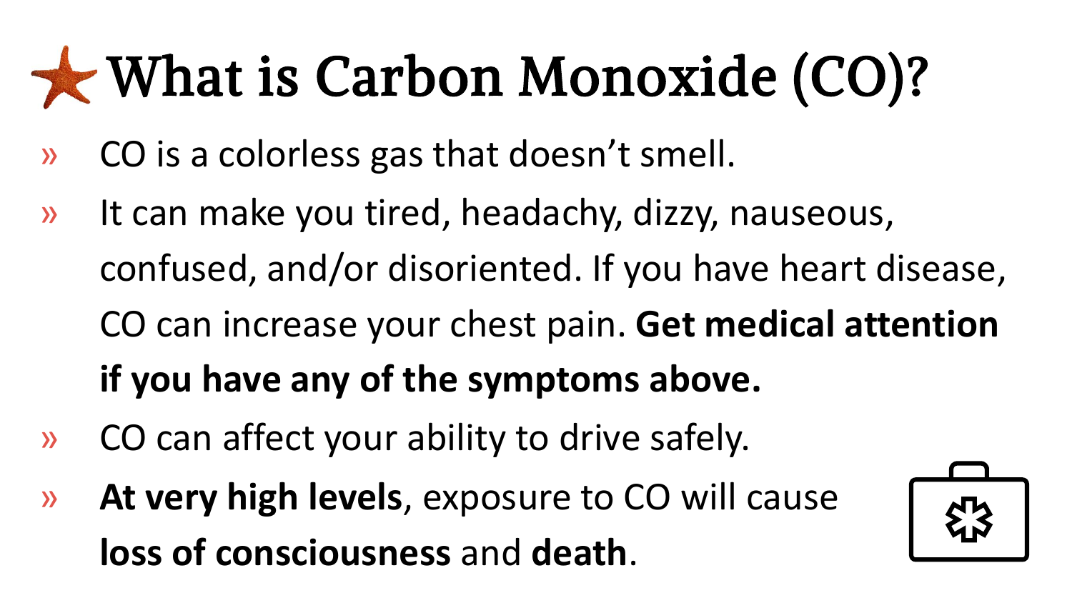# What is Carbon Monoxide (CO)?

- CO is a colorless gas that doesn't smell.
- It can make you tired, headachy, dizzy, nauseous, confused, and/or disoriented. If you have heart disease, CO can increase your chest pain. **Get medical attention if you have any of the symptoms above.**
- CO can affect your ability to drive safely.
- **At very high levels**, exposure to CO will cause **loss of consciousness** and **death**.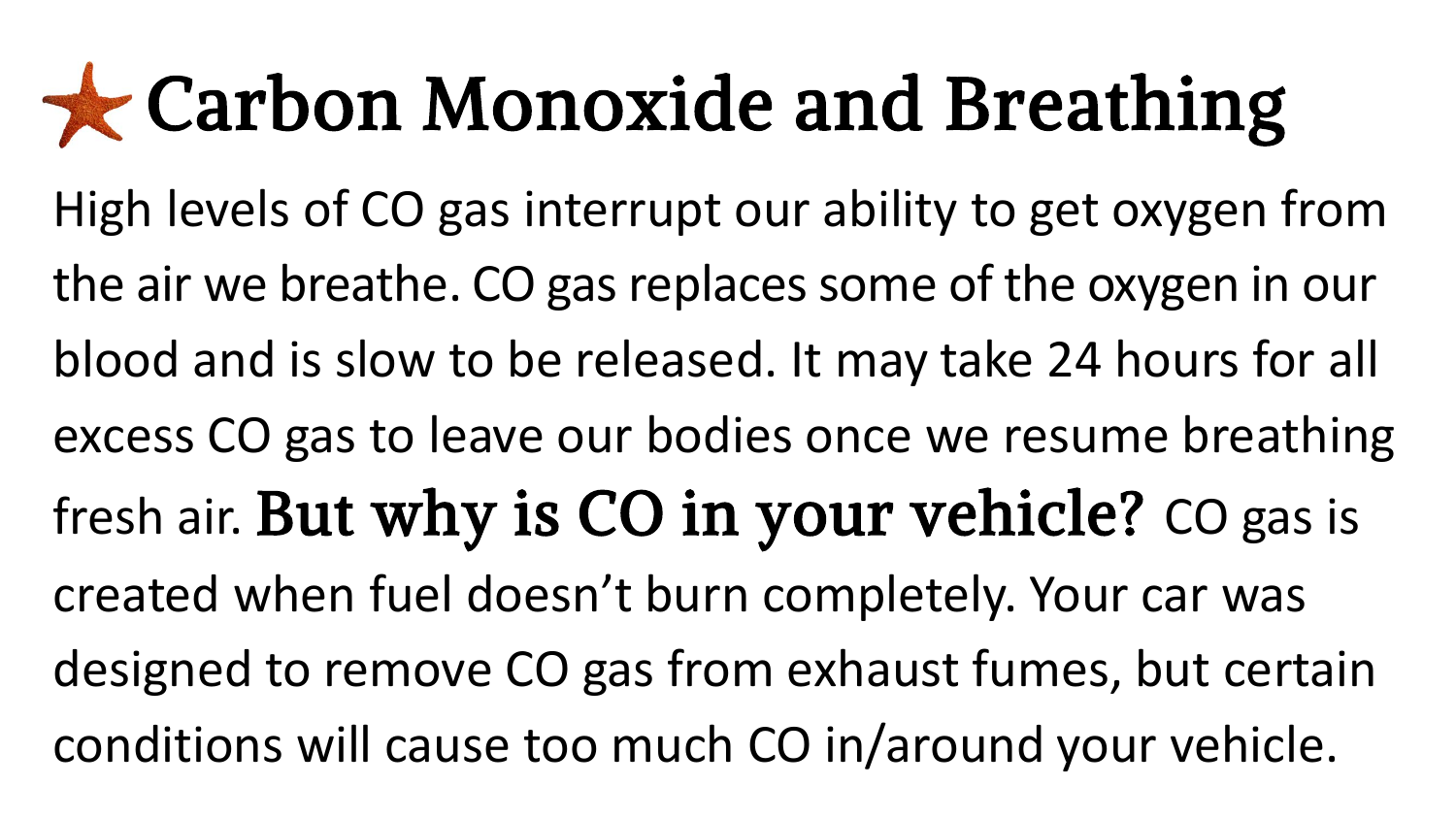# Carbon Monoxide and Breathing

High levels of CO gas interrupt our ability to get oxygen from the air we breathe. CO gas replaces some of the oxygen in our blood and is slow to be released. It may take 24 hours for all excess CO gas to leave our bodies once we resume breathing fresh air. **But why is CO in your vehicle?** CO gas is created when fuel doesn't burn completely. Your car was designed to remove CO gas from exhaust fumes, but certain conditions will cause too much CO in/around your vehicle.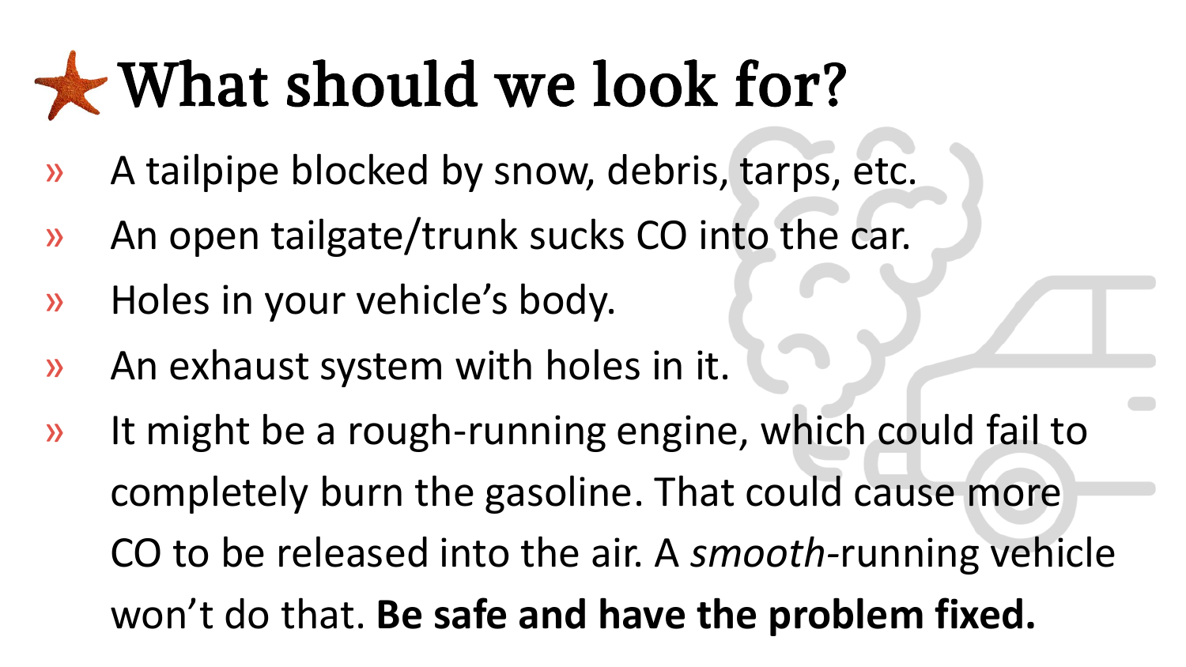# What should we look for?

- A tailpipe blocked by snow, debris, tarps, etc.
- An open tailgate/trunk sucks CO into the car.
- Holes in your vehicle's body.
- An exhaust system with holes in it.
- It might be a rough-running engine, which could fail to completely burn the gasoline. That could cause more CO to be released into the air. A *smooth*-running vehicle won't do that. **Be safe and have the problem fixed.**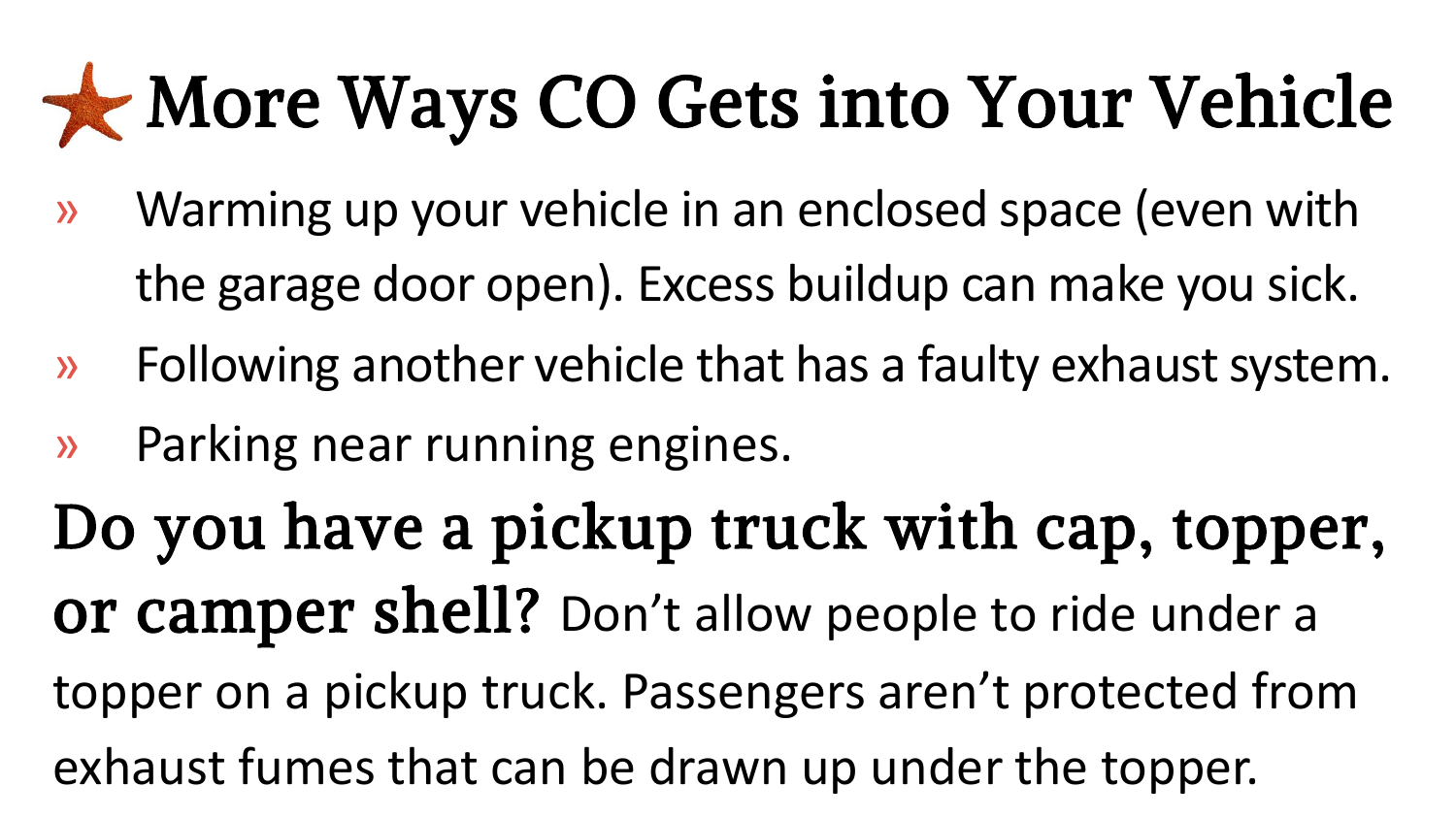# More Ways CO Gets into Your Vehicle

- Warming up your vehicle in an enclosed space (even with the garage door open). Excess buildup can make you sick.
- Following another vehicle that has a faulty exhaust system.
- Parking near running engines.

**Do you have a pickup truck with cap, topper, or camper shell?** Don't allow people to ride under a topper on a pickup truck. Passengers aren't protected from exhaust fumes that can be drawn up under the topper.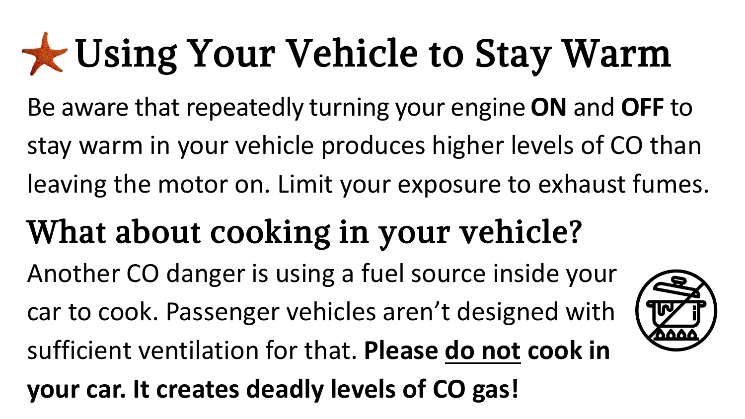# Using Your Vehicle to Stay Warm

Be aware that repeatedly turning your engine **ON** and **OFF** to stay warm in your vehicle produces higher levels of CO than leaving the motor on. Limit your exposure to exhaust fumes.

## What about cooking in your vehicle?

Another CO danger is using a fuel source inside your car to cook. Passenger vehicles aren't designed with sufficient ventilation for that. **Please <u>do not</u> cook in your car. It creates deadly levels of CO gas!**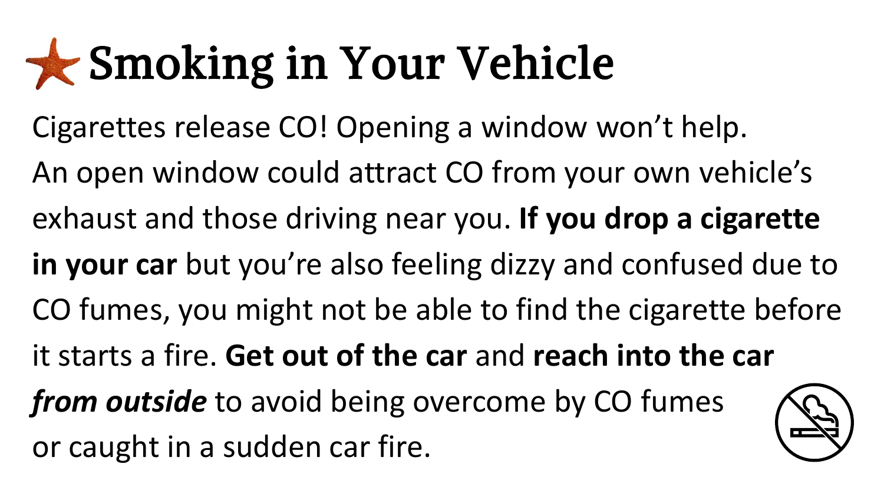# Smoking in Your Vehicle

Cigarettes release CO! Opening a window won't help. An open window could attract CO from your own vehicle's exhaust and those driving near you. **If you drop a cigarette in your car** but you're also feeling dizzy and confused due to CO fumes, you might not be able to find the cigarette before it starts a fire. **Get out of the car** and **reach into the car** ***from outside*** to avoid being overcome by CO fumes or caught in a sudden car fire.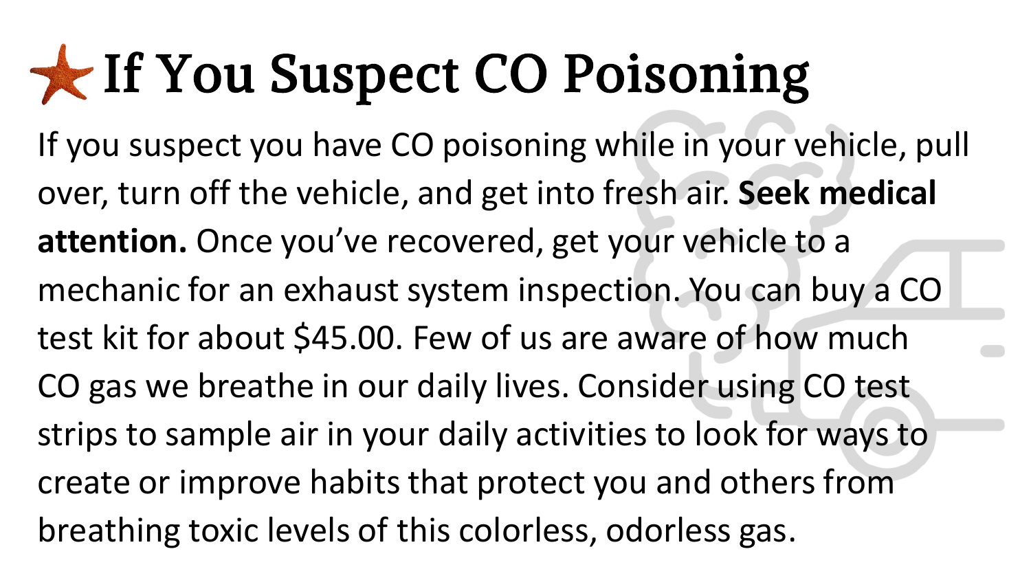# If You Suspect CO Poisoning

If you suspect you have CO poisoning while in your vehicle, pull over, turn off the vehicle, and get into fresh air. **Seek medical attention.** Once you've recovered, get your vehicle to a mechanic for an exhaust system inspection. You can buy a CO test kit for about $45.00. Few of us are aware of how much CO gas we breathe in our daily lives. Consider using CO test strips to sample air in your daily activities to look for ways to create or improve habits that protect you and others from breathing toxic levels of this colorless, odorless gas.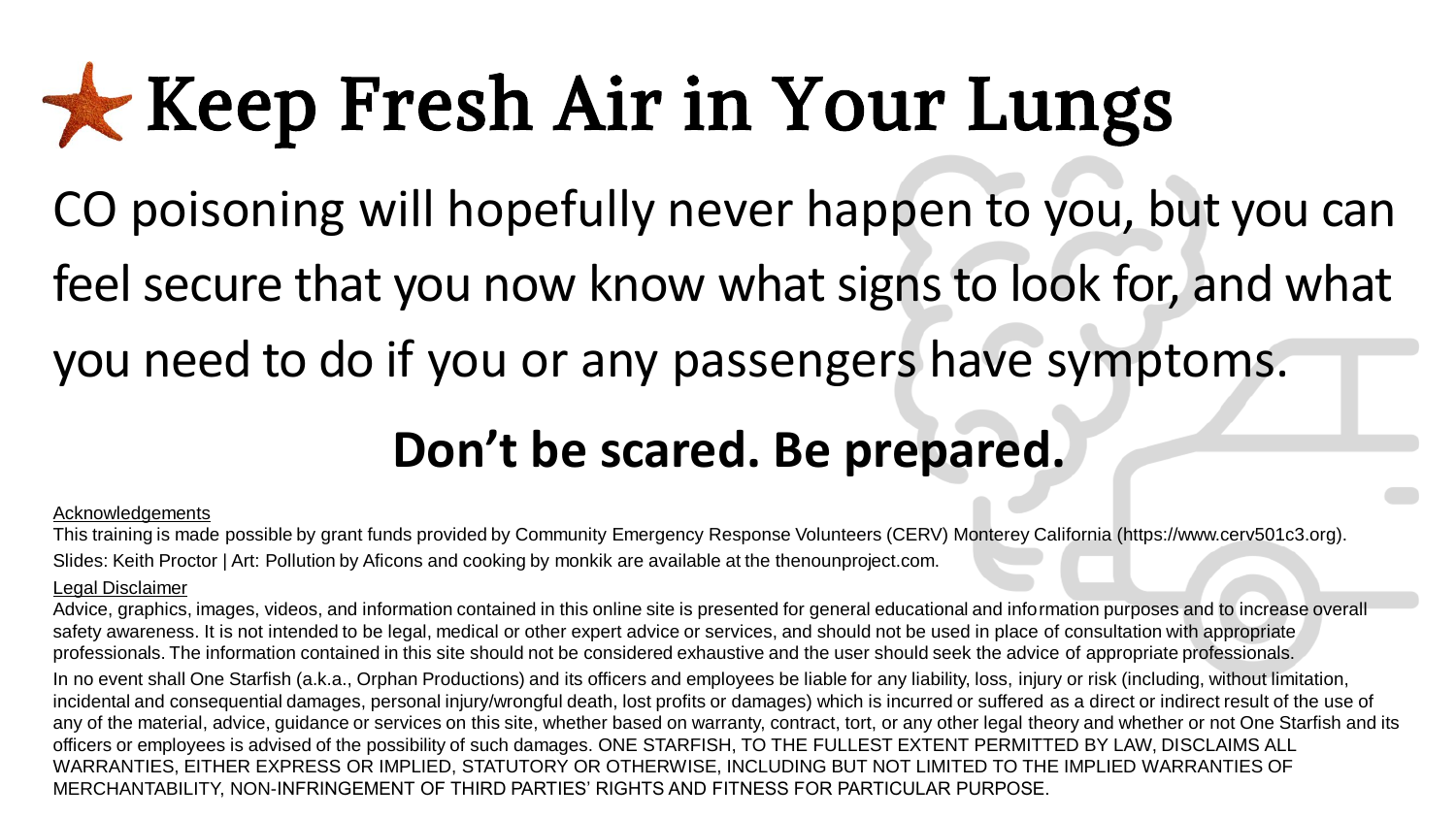# Keep Fresh Air in Your Lungs

CO poisoning will hopefully never happen to you, but you can feel secure that you now know what signs to look for, and what you need to do if you or any passengers have symptoms.

**Don’t be scared. Be prepared.**

Acknowledgements

This training is made possible by grant funds provided by Community Emergency Response Volunteers (CERV) Monterey California (https://www.cerv501c3.org).

Slides: Keith Proctor | Art: Pollution by Aficons and cooking by monkik are available at the thenounproject.com.

Legal Disclaimer

Advice, graphics, images, videos, and information contained in this online site is presented for general educational and information purposes and to increase overall safety awareness. It is not intended to be legal, medical or other expert advice or services, and should not be used in place of consultation with appropriate professionals. The information contained in this site should not be considered exhaustive and the user should seek the advice of appropriate professionals.

In no event shall One Starfish (a.k.a., Orphan Productions) and its officers and employees be liable for any liability, loss, injury or risk (including, without limitation, incidental and consequential damages, personal injury/wrongful death, lost profits or damages) which is incurred or suffered as a direct or indirect result of the use of any of the material, advice, guidance or services on this site, whether based on warranty, contract, tort, or any other legal theory and whether or not One Starfish and its officers or employees is advised of the possibility of such damages. ONE STARFISH, TO THE FULLEST EXTENT PERMITTED BY LAW, DISCLAIMS ALL WARRANTIES, EITHER EXPRESS OR IMPLIED, STATUTORY OR OTHERWISE, INCLUDING BUT NOT LIMITED TO THE IMPLIED WARRANTIES OF MERCHANTABILITY, NON-INFRINGEMENT OF THIRD PARTIES' RIGHTS AND FITNESS FOR PARTICULAR PURPOSE.